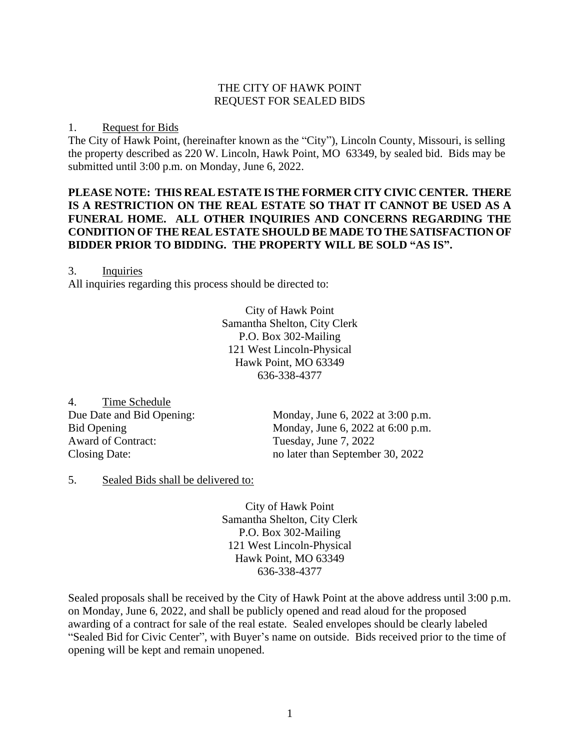# THE CITY OF HAWK POINT
# REQUEST FOR SEALED BIDS

1. <u>Request for Bids</u>

The City of Hawk Point, (hereinafter known as the "City"), Lincoln County, Missouri, is selling the property described as 220 W. Lincoln, Hawk Point, MO 63349, by sealed bid. Bids may be submitted until 3:00 p.m. on Monday, June 6, 2022.

**PLEASE NOTE: THIS REAL ESTATE IS THE FORMER CITY CIVIC CENTER. THERE IS A RESTRICTION ON THE REAL ESTATE SO THAT IT CANNOT BE USED AS A FUNERAL HOME. ALL OTHER INQUIRIES AND CONCERNS REGARDING THE CONDITION OF THE REAL ESTATE SHOULD BE MADE TO THE SATISFACTION OF BIDDER PRIOR TO BIDDING. THE PROPERTY WILL BE SOLD "AS IS".**

3. <u>Inquiries</u>

All inquiries regarding this process should be directed to:

City of Hawk Point
Samantha Shelton, City Clerk
P.O. Box 302-Mailing
121 West Lincoln-Physical
Hawk Point, MO 63349
636-338-4377

4. <u>Time Schedule</u>

| | |
|---|---|
| Due Date and Bid Opening: | Monday, June 6, 2022 at 3:00 p.m. |
| Bid Opening | Monday, June 6, 2022 at 6:00 p.m. |
| Award of Contract: | Tuesday, June 7, 2022 |
| Closing Date: | no later than September 30, 2022 |

5. <u>Sealed Bids shall be delivered to:</u>

City of Hawk Point
Samantha Shelton, City Clerk
P.O. Box 302-Mailing
121 West Lincoln-Physical
Hawk Point, MO 63349
636-338-4377

Sealed proposals shall be received by the City of Hawk Point at the above address until 3:00 p.m. on Monday, June 6, 2022, and shall be publicly opened and read aloud for the proposed awarding of a contract for sale of the real estate. Sealed envelopes should be clearly labeled "Sealed Bid for Civic Center", with Buyer's name on outside. Bids received prior to the time of opening will be kept and remain unopened.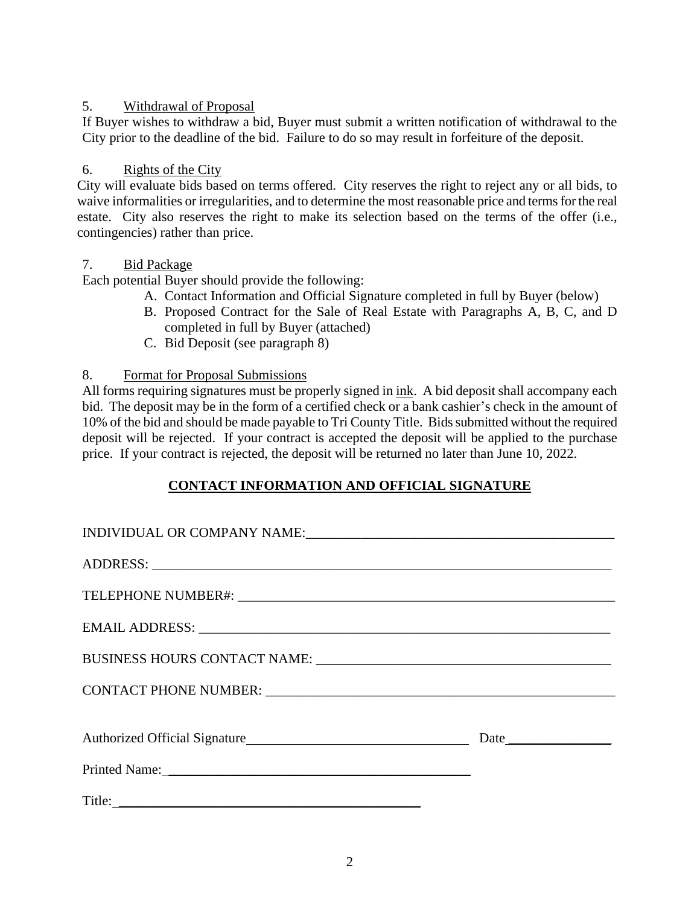5. Withdrawal of Proposal

If Buyer wishes to withdraw a bid, Buyer must submit a written notification of withdrawal to the City prior to the deadline of the bid. Failure to do so may result in forfeiture of the deposit.

6. Rights of the City

City will evaluate bids based on terms offered. City reserves the right to reject any or all bids, to waive informalities or irregularities, and to determine the most reasonable price and terms for the real estate. City also reserves the right to make its selection based on the terms of the offer (i.e., contingencies) rather than price.

7. Bid Package

Each potential Buyer should provide the following:

A. Contact Information and Official Signature completed in full by Buyer (below)
B. Proposed Contract for the Sale of Real Estate with Paragraphs A, B, C, and D completed in full by Buyer (attached)
C. Bid Deposit (see paragraph 8)

8. Format for Proposal Submissions

All forms requiring signatures must be properly signed in ink. A bid deposit shall accompany each bid. The deposit may be in the form of a certified check or a bank cashier's check in the amount of 10% of the bid and should be made payable to Tri County Title. Bids submitted without the required deposit will be rejected. If your contract is accepted the deposit will be applied to the purchase price. If your contract is rejected, the deposit will be returned no later than June 10, 2022.

**CONTACT INFORMATION AND OFFICIAL SIGNATURE**

INDIVIDUAL OR COMPANY NAME:______________________________________________

ADDRESS: ______________________________________________________________________

TELEPHONE NUMBER#: ______________________________________________________

EMAIL ADDRESS: __________________________________________________________

BUSINESS HOURS CONTACT NAME: _____________________________________________

CONTACT PHONE NUMBER: ___________________________________________________

Authorized Official Signature________________________________ Date_______________

Printed Name:______________________________________________

Title:______________________________________________